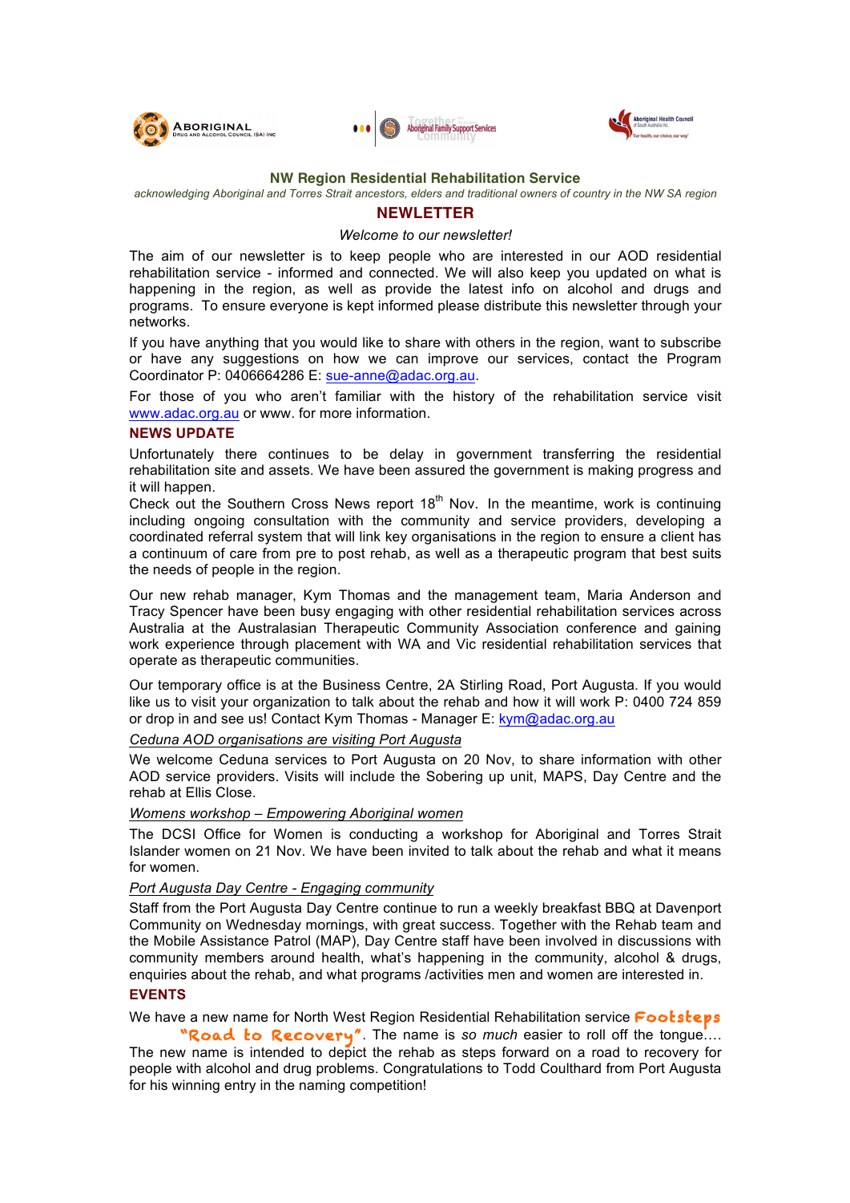ABORIGINAL DRUG AND ALCOHOL COUNCIL (SA) INC

Aboriginal Family Support Services

Aboriginal Health Council of South Australia Inc.

## NW Region Residential Rehabilitation Service

*acknowledging Aboriginal and Torres Strait ancestors, elders and traditional owners of country in the NW SA region*

# NEWLETTER

*Welcome to our newsletter!*

The aim of our newsletter is to keep people who are interested in our AOD residential rehabilitation service - informed and connected. We will also keep you updated on what is happening in the region, as well as provide the latest info on alcohol and drugs and programs. To ensure everyone is kept informed please distribute this newsletter through your networks.

If you have anything that you would like to share with others in the region, want to subscribe or have any suggestions on how we can improve our services, contact the Program Coordinator P: 0406664286 E: sue-anne@adac.org.au.

For those of you who aren't familiar with the history of the rehabilitation service visit www.adac.org.au or www. for more information.

## NEWS UPDATE

Unfortunately there continues to be delay in government transferring the residential rehabilitation site and assets. We have been assured the government is making progress and it will happen.

Check out the Southern Cross News report 18th Nov. In the meantime, work is continuing including ongoing consultation with the community and service providers, developing a coordinated referral system that will link key organisations in the region to ensure a client has a continuum of care from pre to post rehab, as well as a therapeutic program that best suits the needs of people in the region.

Our new rehab manager, Kym Thomas and the management team, Maria Anderson and Tracy Spencer have been busy engaging with other residential rehabilitation services across Australia at the Australasian Therapeutic Community Association conference and gaining work experience through placement with WA and Vic residential rehabilitation services that operate as therapeutic communities.

Our temporary office is at the Business Centre, 2A Stirling Road, Port Augusta. If you would like us to visit your organization to talk about the rehab and how it will work P: 0400 724 859 or drop in and see us! Contact Kym Thomas - Manager E: kym@adac.org.au

*Ceduna AOD organisations are visiting Port Augusta*

We welcome Ceduna services to Port Augusta on 20 Nov, to share information with other AOD service providers. Visits will include the Sobering up unit, MAPS, Day Centre and the rehab at Ellis Close.

*Womens workshop – Empowering Aboriginal women*

The DCSI Office for Women is conducting a workshop for Aboriginal and Torres Strait Islander women on 21 Nov. We have been invited to talk about the rehab and what it means for women.

*Port Augusta Day Centre - Engaging community*

Staff from the Port Augusta Day Centre continue to run a weekly breakfast BBQ at Davenport Community on Wednesday mornings, with great success. Together with the Rehab team and the Mobile Assistance Patrol (MAP), Day Centre staff have been involved in discussions with community members around health, what's happening in the community, alcohol & drugs, enquiries about the rehab, and what programs /activities men and women are interested in.

## EVENTS

We have a new name for North West Region Residential Rehabilitation service **Footsteps "Road to Recovery"**. The name is *so much* easier to roll off the tongue…. The new name is intended to depict the rehab as steps forward on a road to recovery for people with alcohol and drug problems. Congratulations to Todd Coulthard from Port Augusta for his winning entry in the naming competition!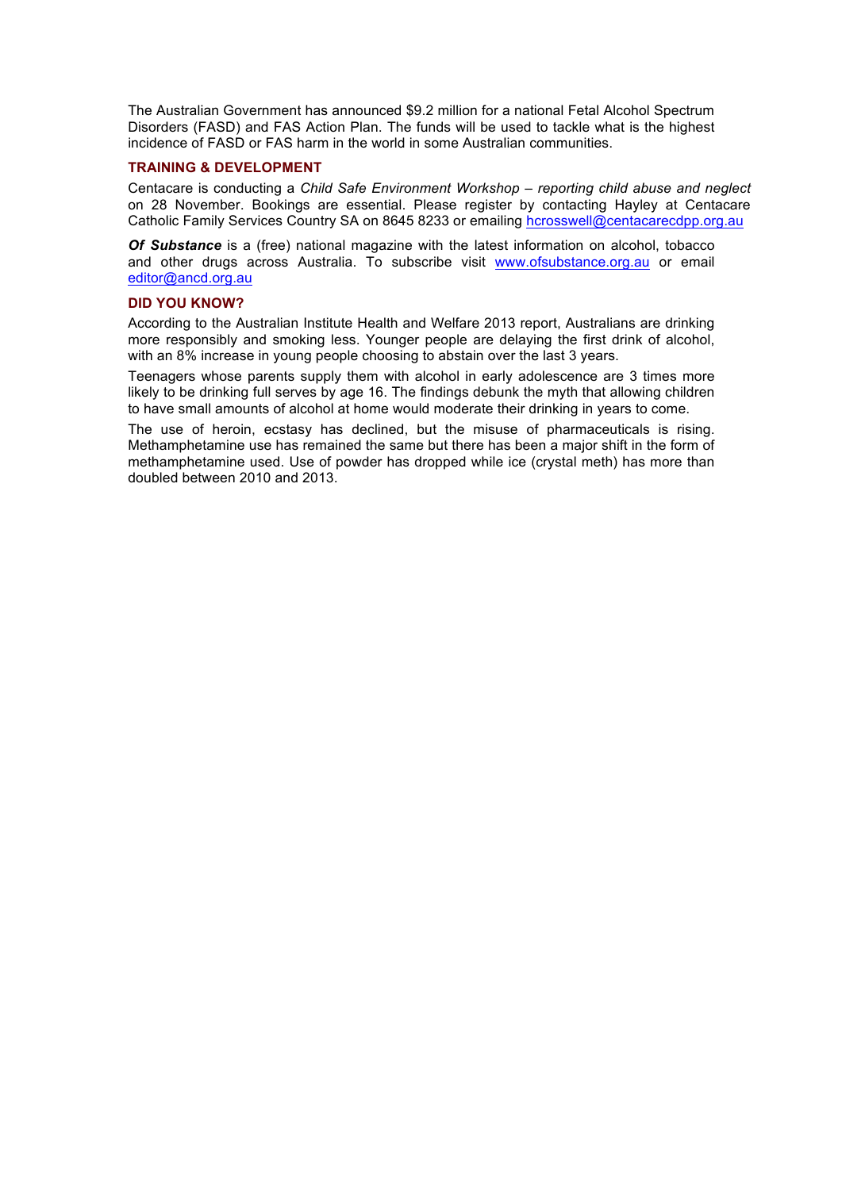The Australian Government has announced $9.2 million for a national Fetal Alcohol Spectrum Disorders (FASD) and FAS Action Plan. The funds will be used to tackle what is the highest incidence of FASD or FAS harm in the world in some Australian communities.

## TRAINING & DEVELOPMENT

Centacare is conducting a *Child Safe Environment Workshop – reporting child abuse and neglect* on 28 November. Bookings are essential. Please register by contacting Hayley at Centacare Catholic Family Services Country SA on 8645 8233 or emailing hcrosswell@centacarecdpp.org.au

***Of Substance*** is a (free) national magazine with the latest information on alcohol, tobacco and other drugs across Australia. To subscribe visit www.ofsubstance.org.au or email editor@ancd.org.au

## DID YOU KNOW?

According to the Australian Institute Health and Welfare 2013 report, Australians are drinking more responsibly and smoking less. Younger people are delaying the first drink of alcohol, with an 8% increase in young people choosing to abstain over the last 3 years.

Teenagers whose parents supply them with alcohol in early adolescence are 3 times more likely to be drinking full serves by age 16. The findings debunk the myth that allowing children to have small amounts of alcohol at home would moderate their drinking in years to come.

The use of heroin, ecstasy has declined, but the misuse of pharmaceuticals is rising. Methamphetamine use has remained the same but there has been a major shift in the form of methamphetamine used. Use of powder has dropped while ice (crystal meth) has more than doubled between 2010 and 2013.